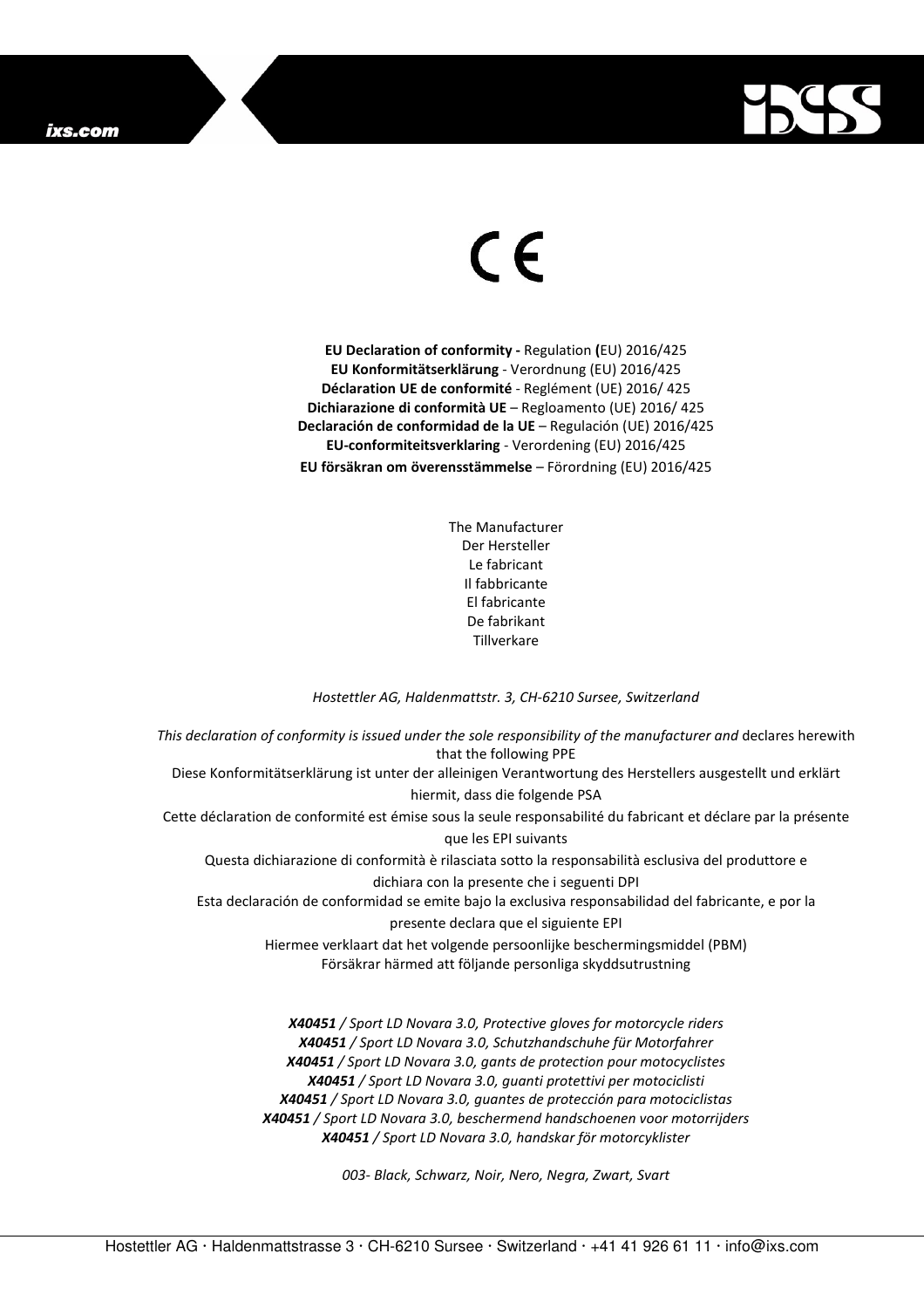CE

**EU Declaration of conformity -** Regulation **(**EU) 2016/425
**EU Konformitätserklärung** - Verordnung (EU) 2016/425
**Déclaration UE de conformité** - Reglément (UE) 2016/ 425
**Dichiarazione di conformità UE** – Regloamento (UE) 2016/ 425
**Declaración de conformidad de la UE** – Regulación (UE) 2016/425
**EU-conformiteitsverklaring** - Verordening (EU) 2016/425
**EU försäkran om överensstämmelse** – Förordning (EU) 2016/425

The Manufacturer
Der Hersteller
Le fabricant
Il fabbricante
El fabricante
De fabrikant
Tillverkare

*Hostettler AG, Haldenmattstr. 3, CH-6210 Sursee, Switzerland*

*This declaration of conformity is issued under the sole responsibility of the manufacturer and* declares herewith that the following PPE
Diese Konformitätserklärung ist unter der alleinigen Verantwortung des Herstellers ausgestellt und erklärt hiermit, dass die folgende PSA
Cette déclaration de conformité est émise sous la seule responsabilité du fabricant et déclare par la présente que les EPI suivants
Questa dichiarazione di conformità è rilasciata sotto la responsabilità esclusiva del produttore e dichiara con la presente che i seguenti DPI
Esta declaración de conformidad se emite bajo la exclusiva responsabilidad del fabricante, e por la presente declara que el siguiente EPI
Hiermee verklaart dat het volgende persoonlijke beschermingsmiddel (PBM)
Försäkrar härmed att följande personliga skyddsutrustning

***X40451*** */ Sport LD Novara 3.0, Protective gloves for motorcycle riders*
***X40451*** */ Sport LD Novara 3.0, Schutzhandschuhe für Motorfahrer*
***X40451*** */ Sport LD Novara 3.0, gants de protection pour motocyclistes*
***X40451*** */ Sport LD Novara 3.0, guanti protettivi per motociclisti*
***X40451*** */ Sport LD Novara 3.0, guantes de protección para motociclistas*
***X40451*** */ Sport LD Novara 3.0, beschermend handschoenen voor motorrijders*
***X40451*** */ Sport LD Novara 3.0, handskar för motorcyklister*

*003- Black, Schwarz, Noir, Nero, Negra, Zwart, Svart*

Hostettler AG · Haldenmattstrasse 3 · CH-6210 Sursee · Switzerland · +41 41 926 61 11 · info@ixs.com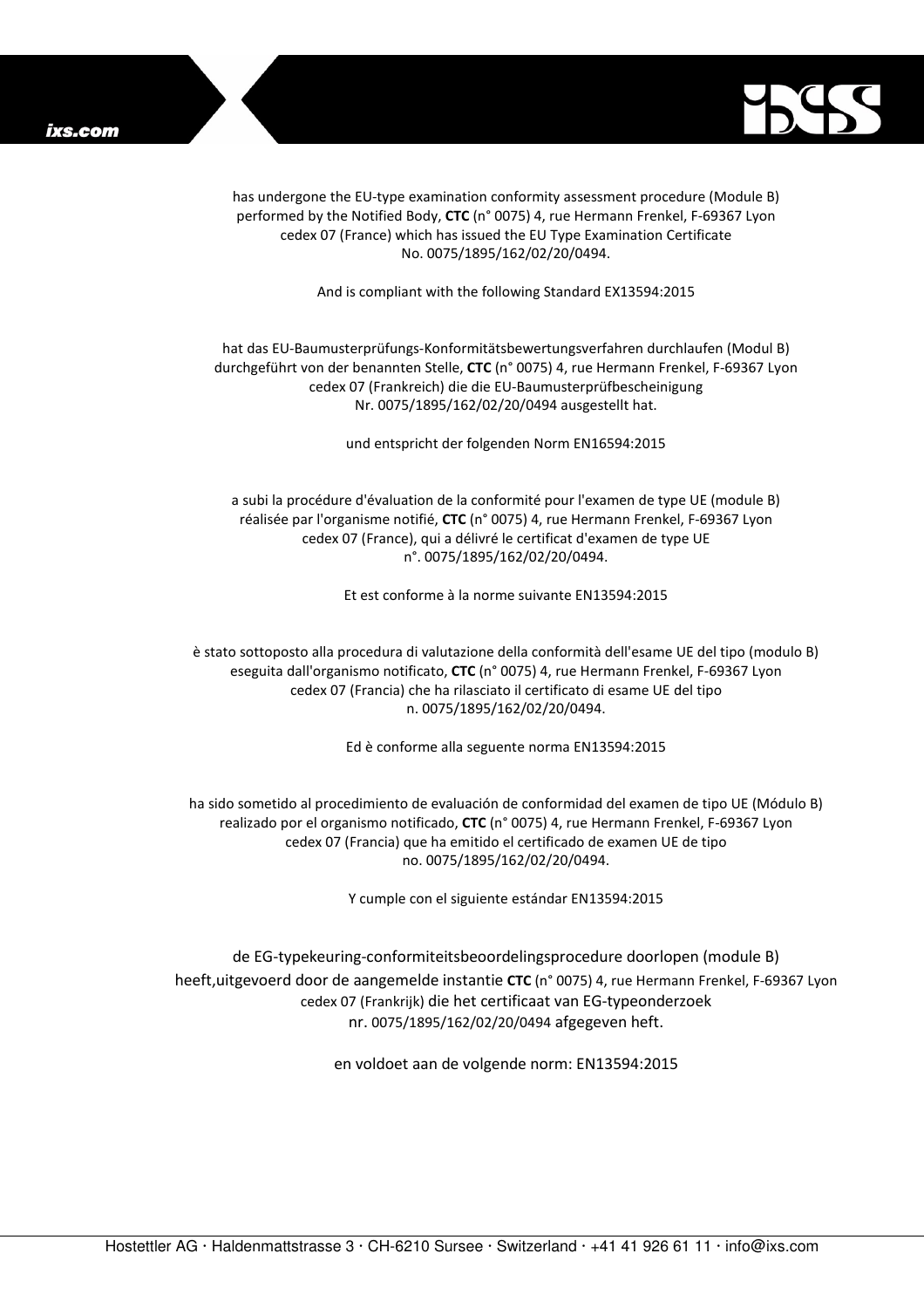has undergone the EU-type examination conformity assessment procedure (Module B) performed by the Notified Body, **CTC** (n° 0075) 4, rue Hermann Frenkel, F-69367 Lyon cedex 07 (France) which has issued the EU Type Examination Certificate No. 0075/1895/162/02/20/0494.

And is compliant with the following Standard EX13594:2015

hat das EU-Baumusterprüfungs-Konformitätsbewertungsverfahren durchlaufen (Modul B) durchgeführt von der benannten Stelle, **CTC** (n° 0075) 4, rue Hermann Frenkel, F-69367 Lyon cedex 07 (Frankreich) die die EU-Baumusterprüfbescheinigung Nr. 0075/1895/162/02/20/0494 ausgestellt hat.

und entspricht der folgenden Norm EN16594:2015

a subi la procédure d'évaluation de la conformité pour l'examen de type UE (module B) réalisée par l'organisme notifié, **CTC** (n° 0075) 4, rue Hermann Frenkel, F-69367 Lyon cedex 07 (France), qui a délivré le certificat d'examen de type UE n°. 0075/1895/162/02/20/0494.

Et est conforme à la norme suivante EN13594:2015

è stato sottoposto alla procedura di valutazione della conformità dell'esame UE del tipo (modulo B) eseguita dall'organismo notificato, **CTC** (n° 0075) 4, rue Hermann Frenkel, F-69367 Lyon cedex 07 (Francia) che ha rilasciato il certificato di esame UE del tipo n. 0075/1895/162/02/20/0494.

Ed è conforme alla seguente norma EN13594:2015

ha sido sometido al procedimiento de evaluación de conformidad del examen de tipo UE (Módulo B) realizado por el organismo notificado, **CTC** (n° 0075) 4, rue Hermann Frenkel, F-69367 Lyon cedex 07 (Francia) que ha emitido el certificado de examen UE de tipo no. 0075/1895/162/02/20/0494.

Y cumple con el siguiente estándar EN13594:2015

de EG-typekeuring-conformiteitsbeoordelingsprocedure doorlopen (module B) heeft,uitgevoerd door de aangemelde instantie **CTC** (n° 0075) 4, rue Hermann Frenkel, F-69367 Lyon cedex 07 (Frankrijk) die het certificaat van EG-typeonderzoek nr. 0075/1895/162/02/20/0494 afgegeven heft.

en voldoet aan de volgende norm: EN13594:2015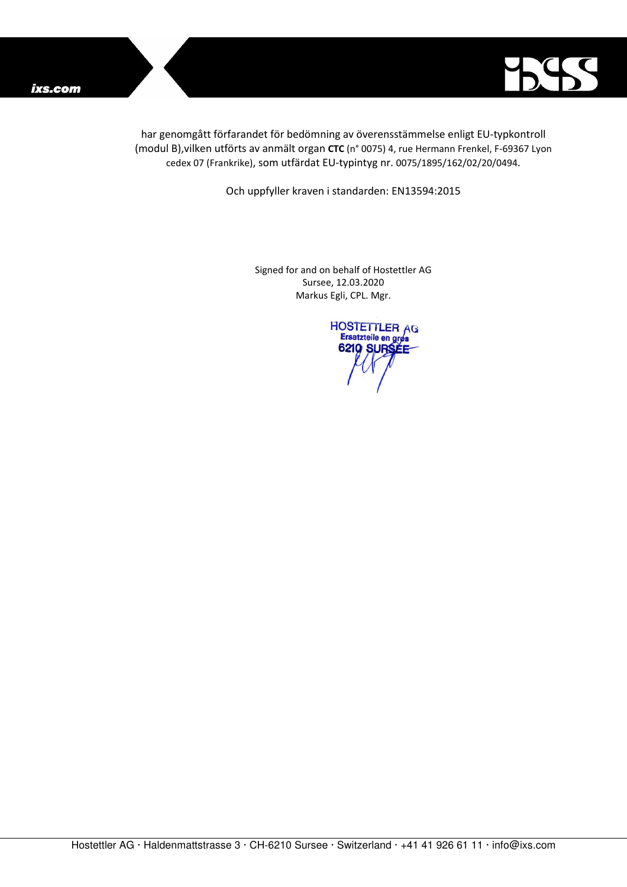har genomgått förfarandet för bedömning av överensstämmelse enligt EU-typkontroll (modul B),vilken utförts av anmält organ **CTC** (n° 0075) 4, rue Hermann Frenkel, F-69367 Lyon cedex 07 (Frankrike), som utfärdat EU-typintyg nr. 0075/1895/162/02/20/0494.

Och uppfyller kraven i standarden: EN13594:2015

Signed for and on behalf of Hostettler AG
Sursee, 12.03.2020
Markus Egli, CPL. Mgr.

HOSTETTLER AG
Ersatzteile en gros
6210 SURSEE